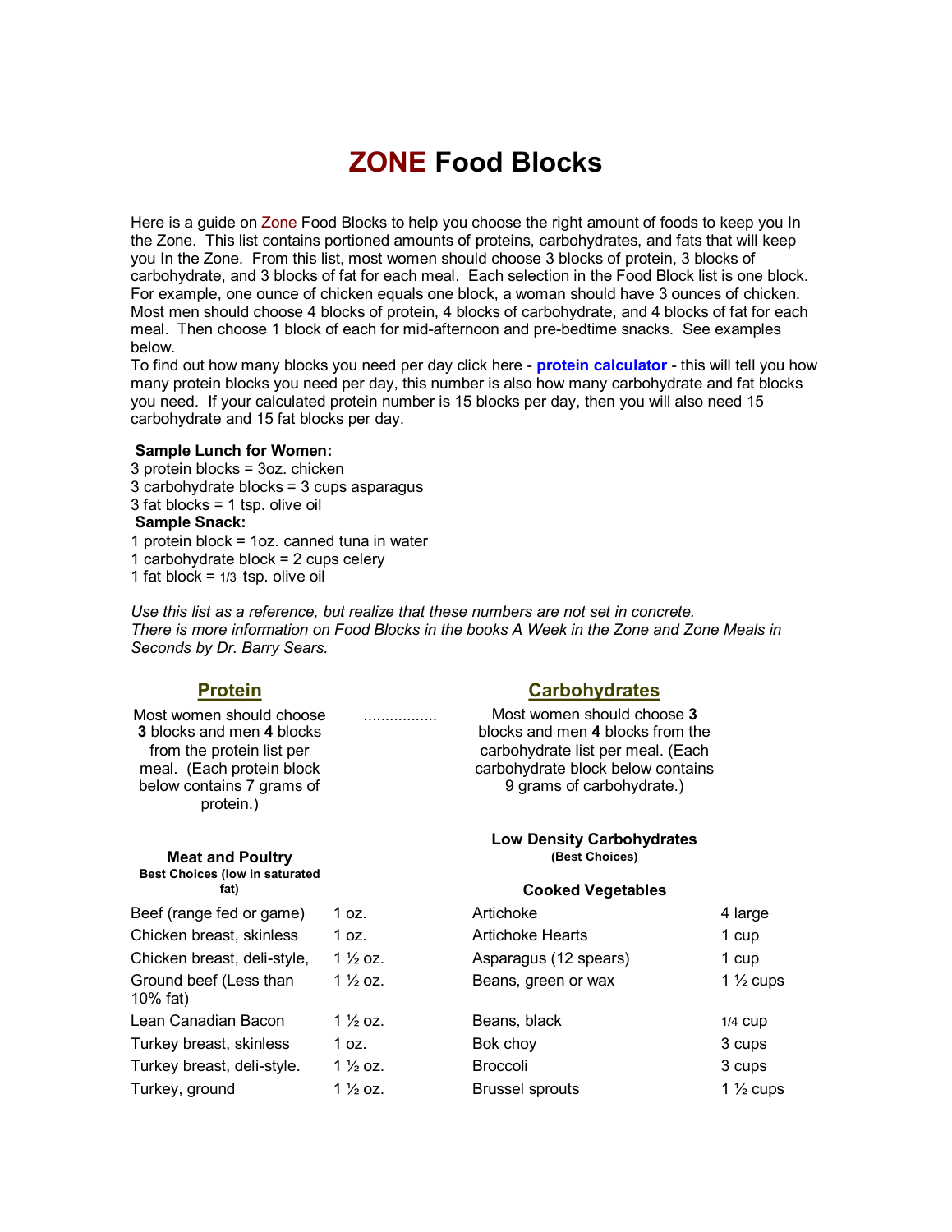# ZONE Food Blocks

Here is a guide on Zone Food Blocks to help you choose the right amount of foods to keep you In the Zone. This list contains portioned amounts of proteins, carbohydrates, and fats that will keep you In the Zone. From this list, most women should choose 3 blocks of protein, 3 blocks of carbohydrate, and 3 blocks of fat for each meal. Each selection in the Food Block list is one block. For example, one ounce of chicken equals one block, a woman should have 3 ounces of chicken. Most men should choose 4 blocks of protein, 4 blocks of carbohydrate, and 4 blocks of fat for each meal. Then choose 1 block of each for mid-afternoon and pre-bedtime snacks. See examples below.

To find out how many blocks you need per day click here - **protein calculator** - this will tell you how many protein blocks you need per day, this number is also how many carbohydrate and fat blocks you need. If your calculated protein number is 15 blocks per day, then you will also need 15 carbohydrate and 15 fat blocks per day.

**Sample Lunch for Women:**

3 protein blocks = 3oz. chicken
3 carbohydrate blocks = 3 cups asparagus
3 fat blocks = 1 tsp. olive oil

**Sample Snack:**

1 protein block = 1oz. canned tuna in water
1 carbohydrate block = 2 cups celery
1 fat block = 1/3 tsp. olive oil

*Use this list as a reference, but realize that these numbers are not set in concrete.*
*There is more information on Food Blocks in the books A Week in the Zone and Zone Meals in Seconds by Dr. Barry Sears.*

## Protein

Most women should choose **3** blocks and men **4** blocks from the protein list per meal. (Each protein block below contains 7 grams of protein.)

### Meat and Poultry

**Best Choices (low in saturated fat)**

| Food | Amount |
|---|---|
| Beef (range fed or game) | 1 oz. |
| Chicken breast, skinless | 1 oz. |
| Chicken breast, deli-style, | 1 ½ oz. |
| Ground beef (Less than 10% fat) | 1 ½ oz. |
| Lean Canadian Bacon | 1 ½ oz. |
| Turkey breast, skinless | 1 oz. |
| Turkey breast, deli-style. | 1 ½ oz. |
| Turkey, ground | 1 ½ oz. |

## Carbohydrates

Most women should choose **3** blocks and men **4** blocks from the carbohydrate list per meal. (Each carbohydrate block below contains 9 grams of carbohydrate.)

### Low Density Carbohydrates

**(Best Choices)**

**Cooked Vegetables**

| Food | Amount |
|---|---|
| Artichoke | 4 large |
| Artichoke Hearts | 1 cup |
| Asparagus (12 spears) | 1 cup |
| Beans, green or wax | 1 ½ cups |
| Beans, black | 1/4 cup |
| Bok choy | 3 cups |
| Broccoli | 3 cups |
| Brussel sprouts | 1 ½ cups |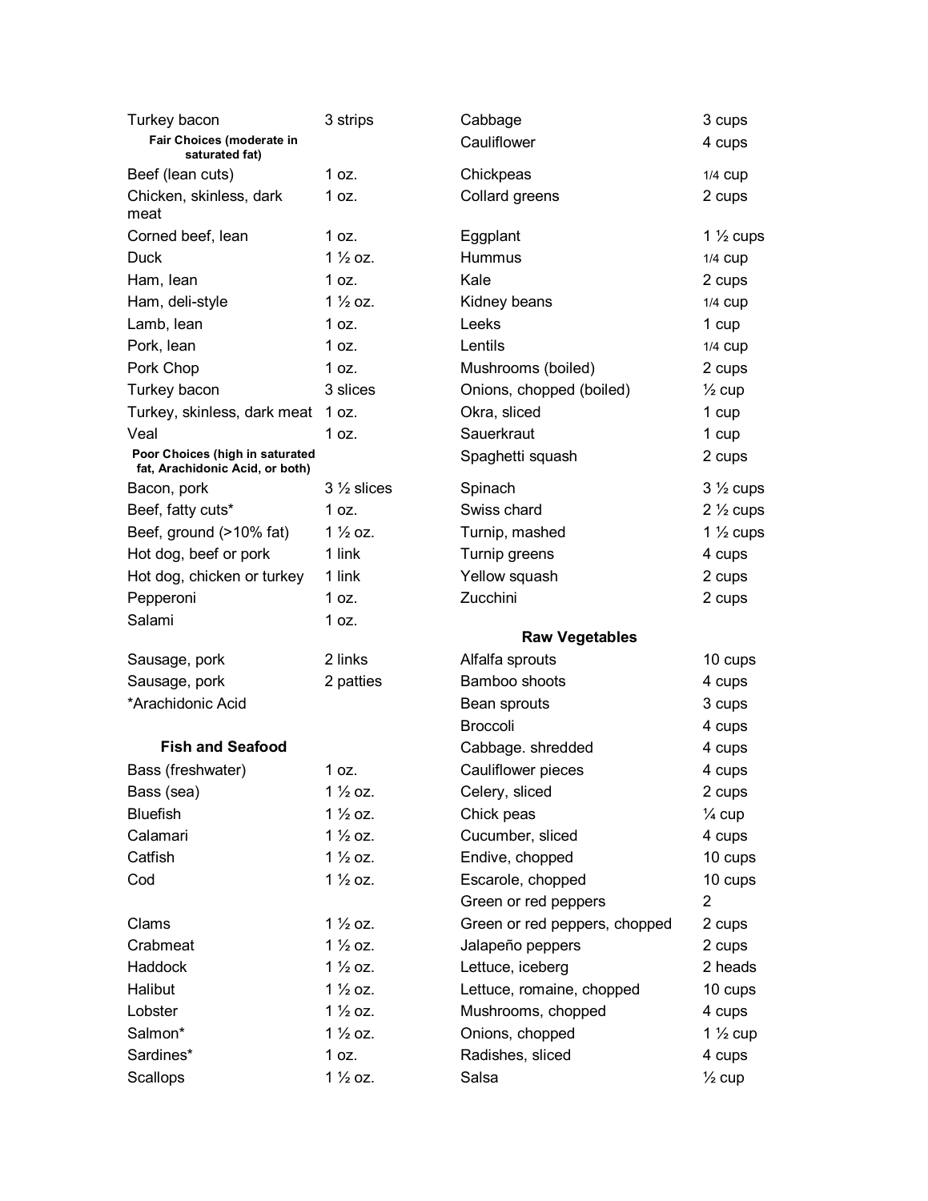| | |
|---|---|
| Turkey bacon | 3 strips |
| **Fair Choices (moderate in saturated fat)** | |
| Beef (lean cuts) | 1 oz. |
| Chicken, skinless, dark meat | 1 oz. |
| Corned beef, lean | 1 oz. |
| Duck | 1 ½ oz. |
| Ham, lean | 1 oz. |
| Ham, deli-style | 1 ½ oz. |
| Lamb, lean | 1 oz. |
| Pork, lean | 1 oz. |
| Pork Chop | 1 oz. |
| Turkey bacon | 3 slices |
| Turkey, skinless, dark meat | 1 oz. |
| Veal | 1 oz. |
| **Poor Choices (high in saturated fat, Arachidonic Acid, or both)** | |
| Bacon, pork | 3 ½ slices |
| Beef, fatty cuts* | 1 oz. |
| Beef, ground (>10% fat) | 1 ½ oz. |
| Hot dog, beef or pork | 1 link |
| Hot dog, chicken or turkey | 1 link |
| Pepperoni | 1 oz. |
| Salami | 1 oz. |
| Sausage, pork | 2 links |
| Sausage, pork | 2 patties |

*Arachidonic Acid

### Fish and Seafood

| | |
|---|---|
| Bass (freshwater) | 1 oz. |
| Bass (sea) | 1 ½ oz. |
| Bluefish | 1 ½ oz. |
| Calamari | 1 ½ oz. |
| Catfish | 1 ½ oz. |
| Cod | 1 ½ oz. |
| Clams | 1 ½ oz. |
| Crabmeat | 1 ½ oz. |
| Haddock | 1 ½ oz. |
| Halibut | 1 ½ oz. |
| Lobster | 1 ½ oz. |
| Salmon* | 1 ½ oz. |
| Sardines* | 1 oz. |
| Scallops | 1 ½ oz. |

| | |
|---|---|
| Cabbage | 3 cups |
| Cauliflower | 4 cups |
| Chickpeas | 1/4 cup |
| Collard greens | 2 cups |
| Eggplant | 1 ½ cups |
| Hummus | 1/4 cup |
| Kale | 2 cups |
| Kidney beans | 1/4 cup |
| Leeks | 1 cup |
| Lentils | 1/4 cup |
| Mushrooms (boiled) | 2 cups |
| Onions, chopped (boiled) | ½ cup |
| Okra, sliced | 1 cup |
| Sauerkraut | 1 cup |
| Spaghetti squash | 2 cups |
| Spinach | 3 ½ cups |
| Swiss chard | 2 ½ cups |
| Turnip, mashed | 1 ½ cups |
| Turnip greens | 4 cups |
| Yellow squash | 2 cups |
| Zucchini | 2 cups |

### Raw Vegetables

| | |
|---|---|
| Alfalfa sprouts | 10 cups |
| Bamboo shoots | 4 cups |
| Bean sprouts | 3 cups |
| Broccoli | 4 cups |
| Cabbage. shredded | 4 cups |
| Cauliflower pieces | 4 cups |
| Celery, sliced | 2 cups |
| Chick peas | ¼ cup |
| Cucumber, sliced | 4 cups |
| Endive, chopped | 10 cups |
| Escarole, chopped | 10 cups |
| Green or red peppers | 2 |
| Green or red peppers, chopped | 2 cups |
| Jalapeño peppers | 2 cups |
| Lettuce, iceberg | 2 heads |
| Lettuce, romaine, chopped | 10 cups |
| Mushrooms, chopped | 4 cups |
| Onions, chopped | 1 ½ cup |
| Radishes, sliced | 4 cups |
| Salsa | ½ cup |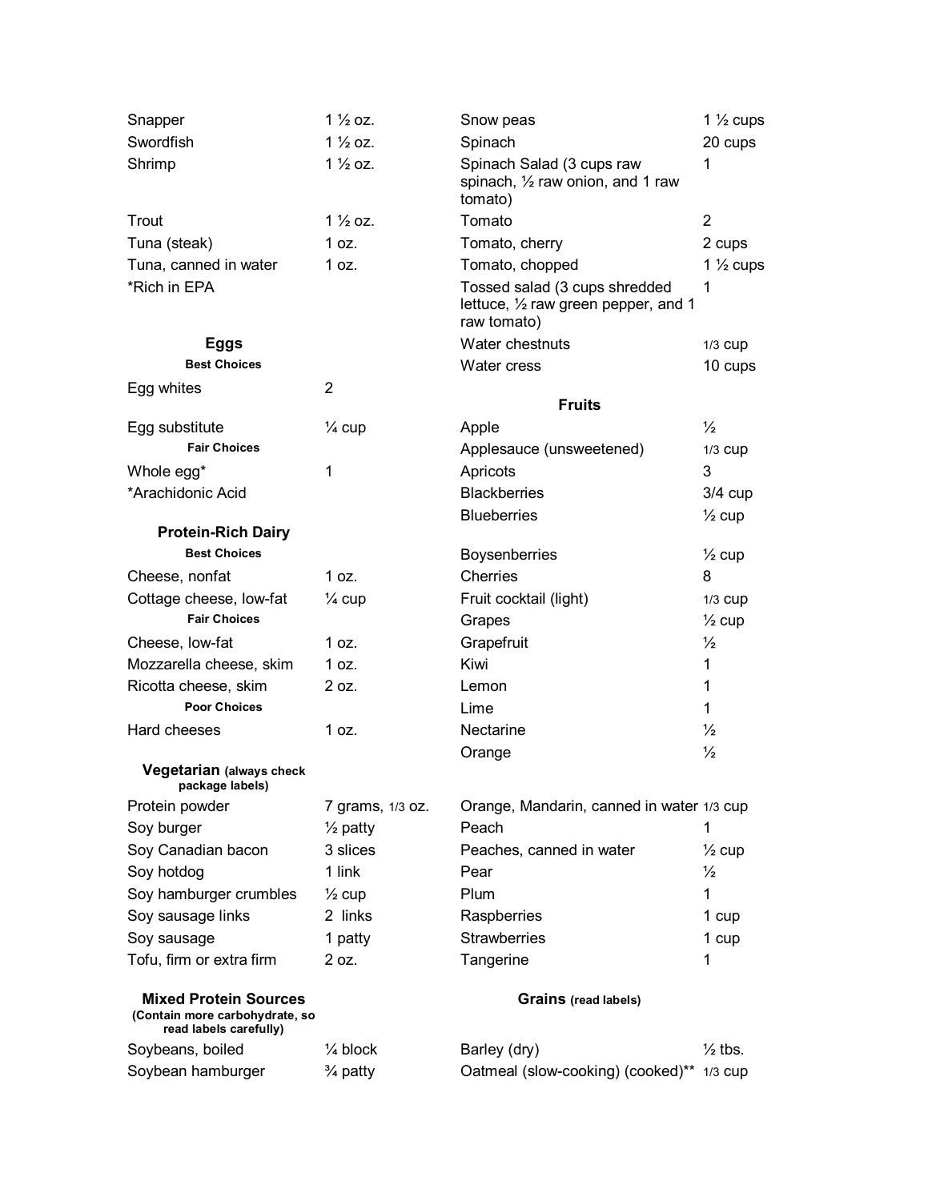| | |
|---|---|
| Snapper | 1 ½ oz. |
| Swordfish | 1 ½ oz. |
| Shrimp | 1 ½ oz. |
| Trout | 1 ½ oz. |
| Tuna (steak) | 1 oz. |
| Tuna, canned in water | 1 oz. |

*Rich in EPA

### Eggs

**Best Choices**

| | |
|---|---|
| Egg whites | 2 |
| Egg substitute | ¼ cup |

**Fair Choices**

| | |
|---|---|
| Whole egg* | 1 |

*Arachidonic Acid

### Protein-Rich Dairy

**Best Choices**

| | |
|---|---|
| Cheese, nonfat | 1 oz. |
| Cottage cheese, low-fat | ¼ cup |

**Fair Choices**

| | |
|---|---|
| Cheese, low-fat | 1 oz. |
| Mozzarella cheese, skim | 1 oz. |
| Ricotta cheese, skim | 2 oz. |

**Poor Choices**

| | |
|---|---|
| Hard cheeses | 1 oz. |

### Vegetarian (always check package labels)

| | |
|---|---|
| Protein powder | 7 grams, 1/3 oz. |
| Soy burger | ½ patty |
| Soy Canadian bacon | 3 slices |
| Soy hotdog | 1 link |
| Soy hamburger crumbles | ½ cup |
| Soy sausage links | 2 links |
| Soy sausage | 1 patty |
| Tofu, firm or extra firm | 2 oz. |

### Mixed Protein Sources

**(Contain more carbohydrate, so read labels carefully)**

| | |
|---|---|
| Soybeans, boiled | ¼ block |
| Soybean hamburger | ¾ patty |

| | |
|---|---|
| Snow peas | 1 ½ cups |
| Spinach | 20 cups |
| Spinach Salad (3 cups raw spinach, ½ raw onion, and 1 raw tomato) | 1 |
| Tomato | 2 |
| Tomato, cherry | 2 cups |
| Tomato, chopped | 1 ½ cups |
| Tossed salad (3 cups shredded lettuce, ½ raw green pepper, and 1 raw tomato) | 1 |
| Water chestnuts | 1/3 cup |
| Water cress | 10 cups |

### Fruits

| | |
|---|---|
| Apple | ½ |
| Applesauce (unsweetened) | 1/3 cup |
| Apricots | 3 |
| Blackberries | 3/4 cup |
| Blueberries | ½ cup |
| Boysenberries | ½ cup |
| Cherries | 8 |
| Fruit cocktail (light) | 1/3 cup |
| Grapes | ½ cup |
| Grapefruit | ½ |
| Kiwi | 1 |
| Lemon | 1 |
| Lime | 1 |
| Nectarine | ½ |
| Orange | ½ |
| Orange, Mandarin, canned in water | 1/3 cup |
| Peach | 1 |
| Peaches, canned in water | ½ cup |
| Pear | ½ |
| Plum | 1 |
| Raspberries | 1 cup |
| Strawberries | 1 cup |
| Tangerine | 1 |

### Grains (read labels)

| | |
|---|---|
| Barley (dry) | ½ tbs. |
| Oatmeal (slow-cooking) (cooked)** | 1/3 cup |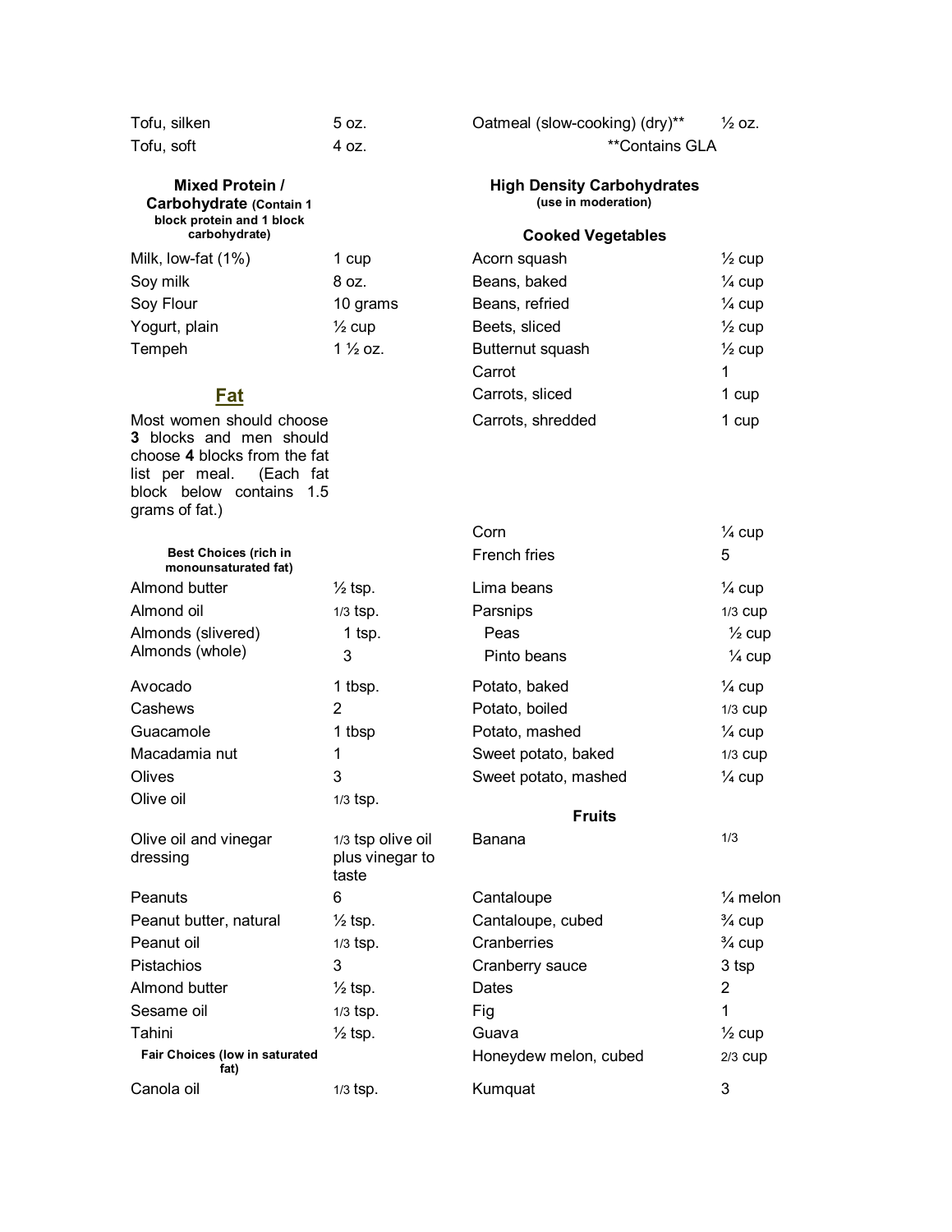| | |
|---|---|
| Tofu, silken | 5 oz. |
| Tofu, soft | 4 oz. |

**Mixed Protein / Carbohydrate** (Contain 1 block protein and 1 block carbohydrate)

| | |
|---|---|
| Milk, low-fat (1%) | 1 cup |
| Soy milk | 8 oz. |
| Soy Flour | 10 grams |
| Yogurt, plain | ½ cup |
| Tempeh | 1 ½ oz. |

## Fat

Most women should choose **3** blocks and men should choose **4** blocks from the fat list per meal. (Each fat block below contains 1.5 grams of fat.)

**Best Choices (rich in monounsaturated fat)**

| | |
|---|---|
| Almond butter | ½ tsp. |
| Almond oil | 1/3 tsp. |
| Almonds (slivered) | 1 tsp. |
| Almonds (whole) | 3 |
| Avocado | 1 tbsp. |
| Cashews | 2 |
| Guacamole | 1 tbsp |
| Macadamia nut | 1 |
| Olives | 3 |
| Olive oil | 1/3 tsp. |
| Olive oil and vinegar dressing | 1/3 tsp olive oil plus vinegar to taste |
| Peanuts | 6 |
| Peanut butter, natural | ½ tsp. |
| Peanut oil | 1/3 tsp. |
| Pistachios | 3 |
| Almond butter | ½ tsp. |
| Sesame oil | 1/3 tsp. |
| Tahini | ½ tsp. |

**Fair Choices (low in saturated fat)**

| | |
|---|---|
| Canola oil | 1/3 tsp. |

| | |
|---|---|
| Oatmeal (slow-cooking) (dry)** | ½ oz. |

**Contains GLA

**High Density Carbohydrates** (use in moderation)

**Cooked Vegetables**

| | |
|---|---|
| Acorn squash | ½ cup |
| Beans, baked | ¼ cup |
| Beans, refried | ¼ cup |
| Beets, sliced | ½ cup |
| Butternut squash | ½ cup |
| Carrot | 1 |
| Carrots, sliced | 1 cup |
| Carrots, shredded | 1 cup |
| Corn | ¼ cup |
| French fries | 5 |
| Lima beans | ¼ cup |
| Parsnips | 1/3 cup |
| Peas | ½ cup |
| Pinto beans | ¼ cup |
| Potato, baked | ¼ cup |
| Potato, boiled | 1/3 cup |
| Potato, mashed | ¼ cup |
| Sweet potato, baked | 1/3 cup |
| Sweet potato, mashed | ¼ cup |

**Fruits**

| | |
|---|---|
| Banana | 1/3 |
| Cantaloupe | ¼ melon |
| Cantaloupe, cubed | ¾ cup |
| Cranberries | ¾ cup |
| Cranberry sauce | 3 tsp |
| Dates | 2 |
| Fig | 1 |
| Guava | ½ cup |
| Honeydew melon, cubed | 2/3 cup |
| Kumquat | 3 |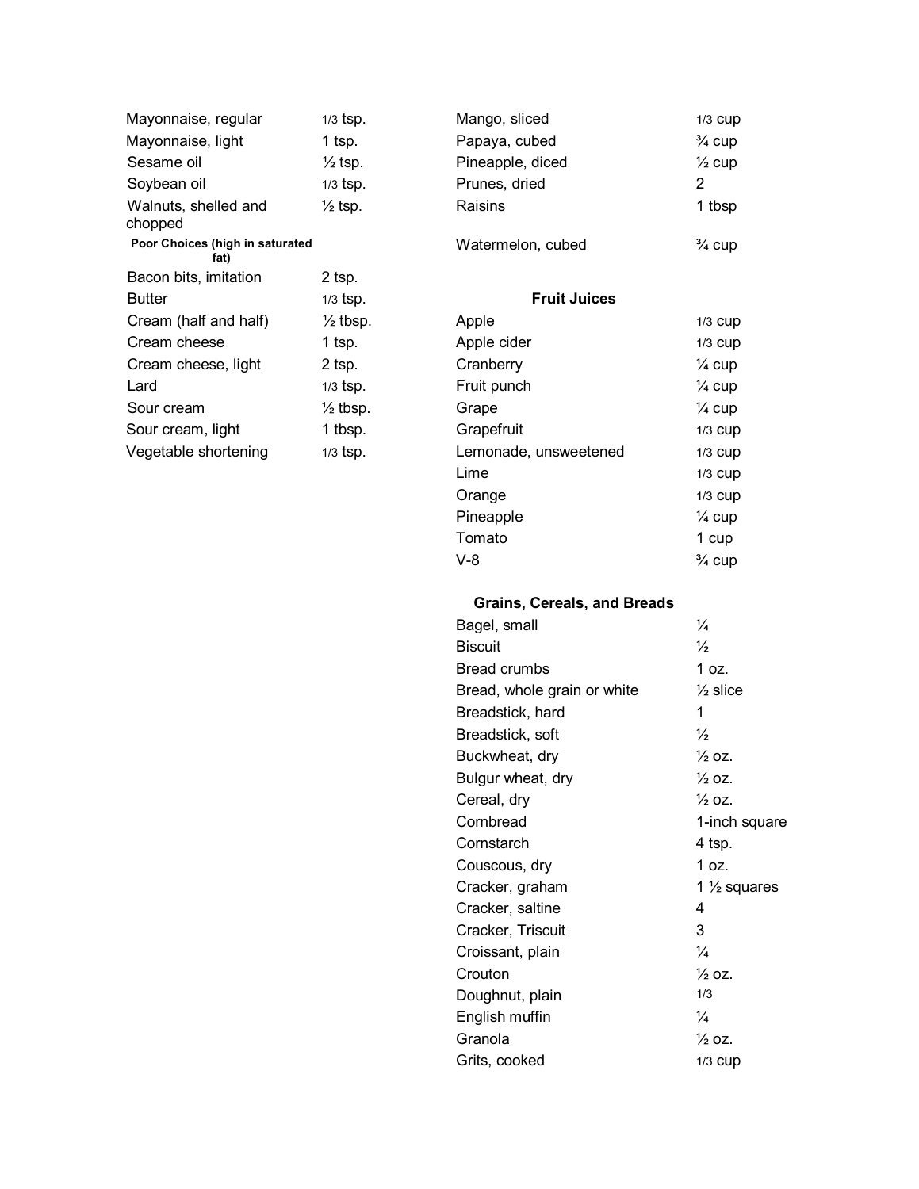| | |
|---|---|
| Mayonnaise, regular | 1/3 tsp. |
| Mayonnaise, light | 1 tsp. |
| Sesame oil | ½ tsp. |
| Soybean oil | 1/3 tsp. |
| Walnuts, shelled and chopped | ½ tsp. |

**Poor Choices (high in saturated fat)**

| | |
|---|---|
| Bacon bits, imitation | 2 tsp. |
| Butter | 1/3 tsp. |
| Cream (half and half) | ½ tbsp. |
| Cream cheese | 1 tsp. |
| Cream cheese, light | 2 tsp. |
| Lard | 1/3 tsp. |
| Sour cream | ½ tbsp. |
| Sour cream, light | 1 tbsp. |
| Vegetable shortening | 1/3 tsp. |

| | |
|---|---|
| Mango, sliced | 1/3 cup |
| Papaya, cubed | ¾ cup |
| Pineapple, diced | ½ cup |
| Prunes, dried | 2 |
| Raisins | 1 tbsp |
| Watermelon, cubed | ¾ cup |

**Fruit Juices**

| | |
|---|---|
| Apple | 1/3 cup |
| Apple cider | 1/3 cup |
| Cranberry | ¼ cup |
| Fruit punch | ¼ cup |
| Grape | ¼ cup |
| Grapefruit | 1/3 cup |
| Lemonade, unsweetened | 1/3 cup |
| Lime | 1/3 cup |
| Orange | 1/3 cup |
| Pineapple | ¼ cup |
| Tomato | 1 cup |
| V-8 | ¾ cup |

**Grains, Cereals, and Breads**

| | |
|---|---|
| Bagel, small | ¼ |
| Biscuit | ½ |
| Bread crumbs | 1 oz. |
| Bread, whole grain or white | ½ slice |
| Breadstick, hard | 1 |
| Breadstick, soft | ½ |
| Buckwheat, dry | ½ oz. |
| Bulgur wheat, dry | ½ oz. |
| Cereal, dry | ½ oz. |
| Cornbread | 1-inch square |
| Cornstarch | 4 tsp. |
| Couscous, dry | 1 oz. |
| Cracker, graham | 1 ½ squares |
| Cracker, saltine | 4 |
| Cracker, Triscuit | 3 |
| Croissant, plain | ¼ |
| Crouton | ½ oz. |
| Doughnut, plain | 1/3 |
| English muffin | ¼ |
| Granola | ½ oz. |
| Grits, cooked | 1/3 cup |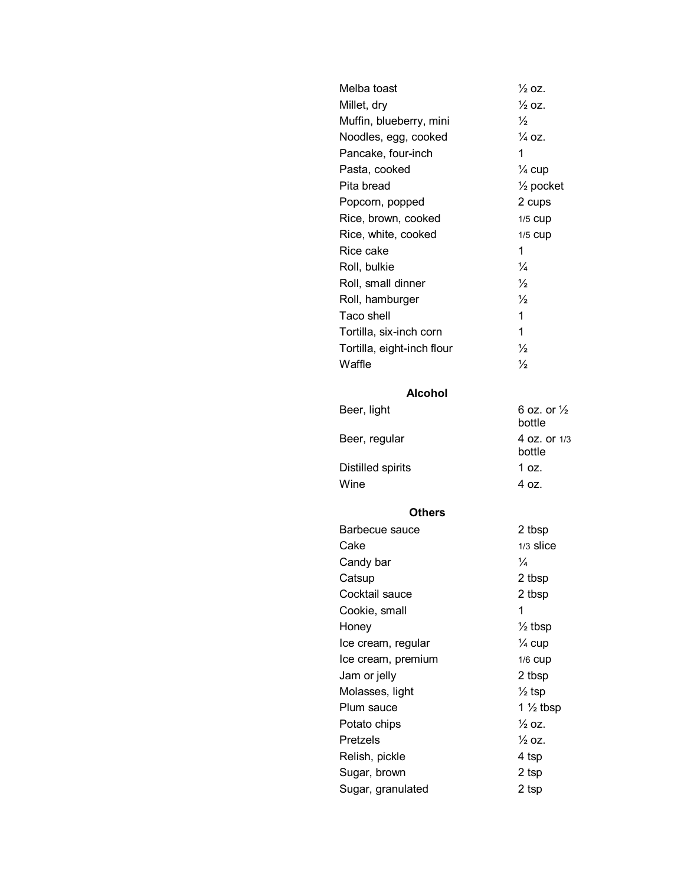| | |
|---|---|
| Melba toast | ½ oz. |
| Millet, dry | ½ oz. |
| Muffin, blueberry, mini | ½ |
| Noodles, egg, cooked | ¼ oz. |
| Pancake, four-inch | 1 |
| Pasta, cooked | ¼ cup |
| Pita bread | ½ pocket |
| Popcorn, popped | 2 cups |
| Rice, brown, cooked | 1/5 cup |
| Rice, white, cooked | 1/5 cup |
| Rice cake | 1 |
| Roll, bulkie | ¼ |
| Roll, small dinner | ½ |
| Roll, hamburger | ½ |
| Taco shell | 1 |
| Tortilla, six-inch corn | 1 |
| Tortilla, eight-inch flour | ½ |
| Waffle | ½ |

### Alcohol

| | |
|---|---|
| Beer, light | 6 oz. or ½ bottle |
| Beer, regular | 4 oz. or 1/3 bottle |
| Distilled spirits | 1 oz. |
| Wine | 4 oz. |

### Others

| | |
|---|---|
| Barbecue sauce | 2 tbsp |
| Cake | 1/3 slice |
| Candy bar | ¼ |
| Catsup | 2 tbsp |
| Cocktail sauce | 2 tbsp |
| Cookie, small | 1 |
| Honey | ½ tbsp |
| Ice cream, regular | ¼ cup |
| Ice cream, premium | 1/6 cup |
| Jam or jelly | 2 tbsp |
| Molasses, light | ½ tsp |
| Plum sauce | 1 ½ tbsp |
| Potato chips | ½ oz. |
| Pretzels | ½ oz. |
| Relish, pickle | 4 tsp |
| Sugar, brown | 2 tsp |
| Sugar, granulated | 2 tsp |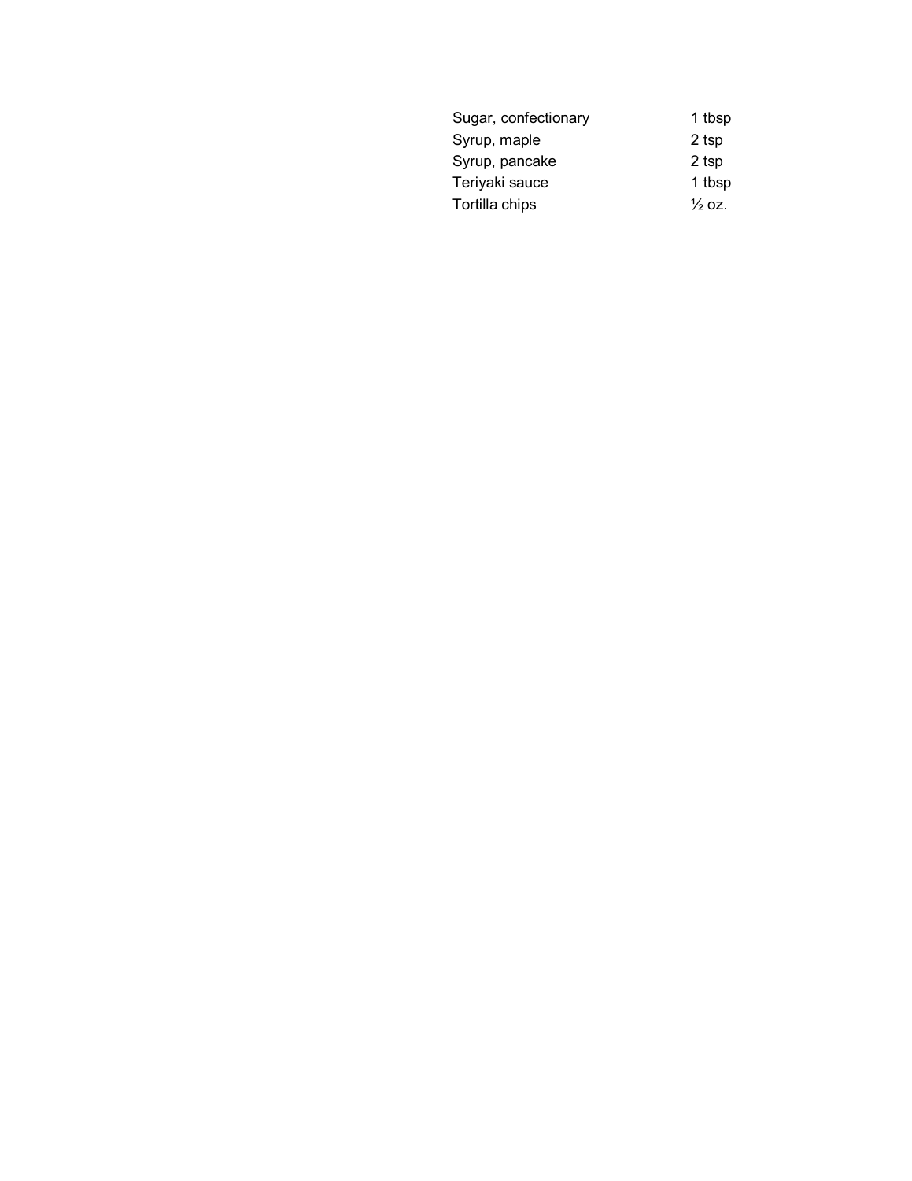| | |
|---|---|
| Sugar, confectionary | 1 tbsp |
| Syrup, maple | 2 tsp |
| Syrup, pancake | 2 tsp |
| Teriyaki sauce | 1 tbsp |
| Tortilla chips | ½ oz. |